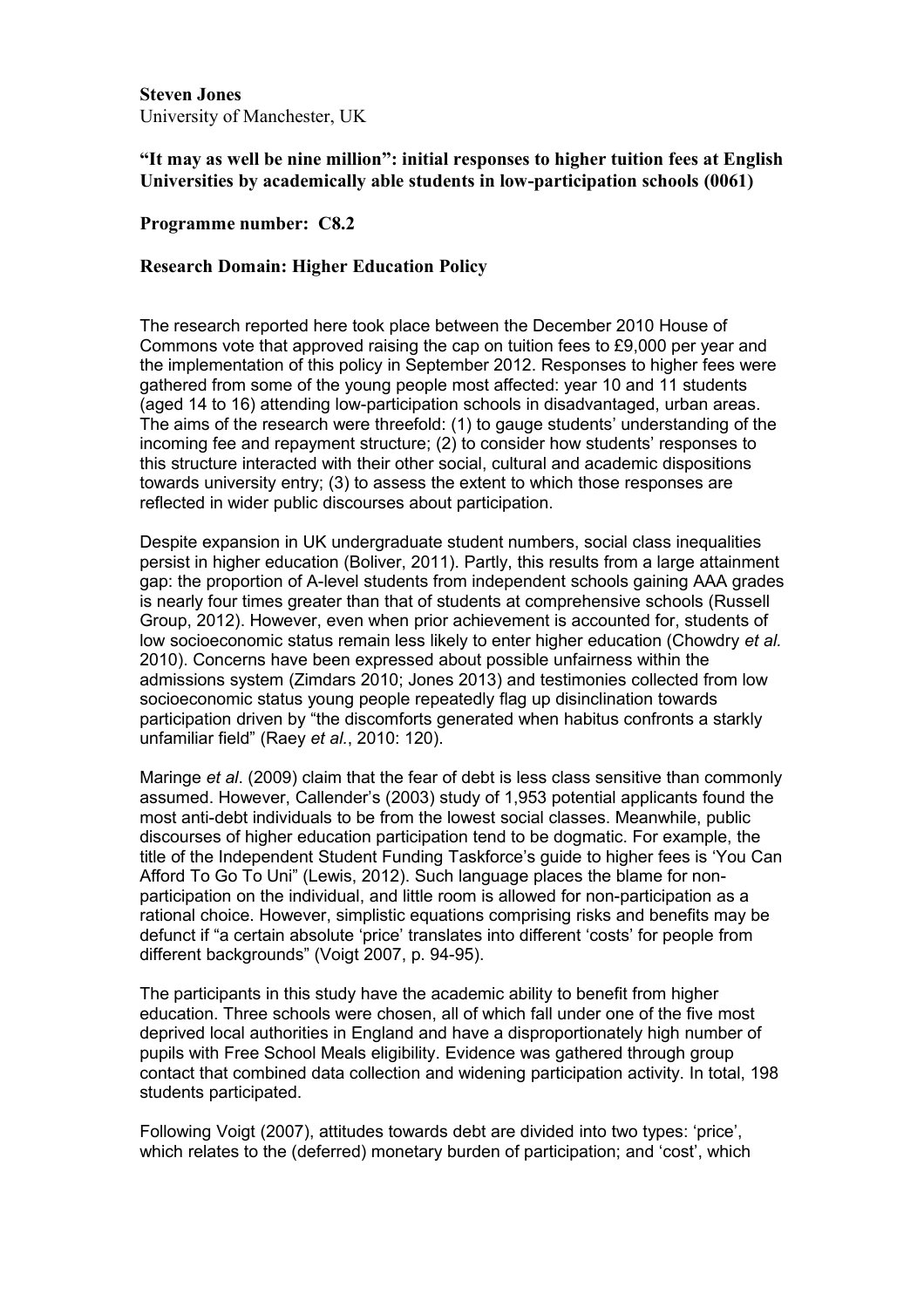**Steven Jones**
University of Manchester, UK

**"It may as well be nine million": initial responses to higher tuition fees at English Universities by academically able students in low-participation schools (0061)**

**Programme number: C8.2**

**Research Domain: Higher Education Policy**

The research reported here took place between the December 2010 House of Commons vote that approved raising the cap on tuition fees to £9,000 per year and the implementation of this policy in September 2012. Responses to higher fees were gathered from some of the young people most affected: year 10 and 11 students (aged 14 to 16) attending low-participation schools in disadvantaged, urban areas. The aims of the research were threefold: (1) to gauge students' understanding of the incoming fee and repayment structure; (2) to consider how students' responses to this structure interacted with their other social, cultural and academic dispositions towards university entry; (3) to assess the extent to which those responses are reflected in wider public discourses about participation.

Despite expansion in UK undergraduate student numbers, social class inequalities persist in higher education (Boliver, 2011). Partly, this results from a large attainment gap: the proportion of A-level students from independent schools gaining AAA grades is nearly four times greater than that of students at comprehensive schools (Russell Group, 2012). However, even when prior achievement is accounted for, students of low socioeconomic status remain less likely to enter higher education (Chowdry *et al.* 2010). Concerns have been expressed about possible unfairness within the admissions system (Zimdars 2010; Jones 2013) and testimonies collected from low socioeconomic status young people repeatedly flag up disinclination towards participation driven by "the discomforts generated when habitus confronts a starkly unfamiliar field" (Raey *et al.*, 2010: 120).

Maringe *et al*. (2009) claim that the fear of debt is less class sensitive than commonly assumed. However, Callender's (2003) study of 1,953 potential applicants found the most anti-debt individuals to be from the lowest social classes. Meanwhile, public discourses of higher education participation tend to be dogmatic. For example, the title of the Independent Student Funding Taskforce's guide to higher fees is 'You Can Afford To Go To Uni" (Lewis, 2012). Such language places the blame for non-participation on the individual, and little room is allowed for non-participation as a rational choice. However, simplistic equations comprising risks and benefits may be defunct if "a certain absolute 'price' translates into different 'costs' for people from different backgrounds" (Voigt 2007, p. 94-95).

The participants in this study have the academic ability to benefit from higher education. Three schools were chosen, all of which fall under one of the five most deprived local authorities in England and have a disproportionately high number of pupils with Free School Meals eligibility. Evidence was gathered through group contact that combined data collection and widening participation activity. In total, 198 students participated.

Following Voigt (2007), attitudes towards debt are divided into two types: 'price', which relates to the (deferred) monetary burden of participation; and 'cost', which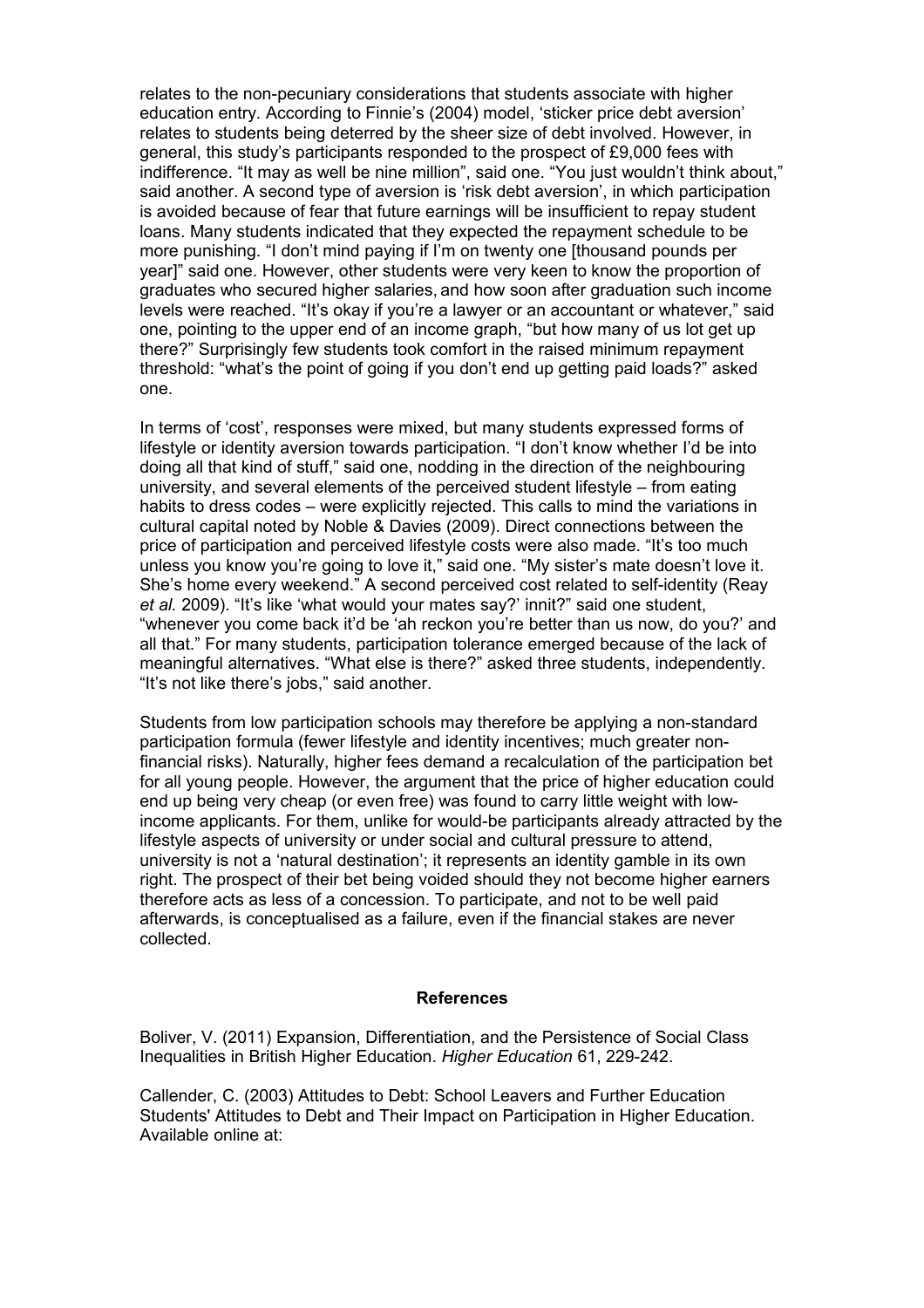relates to the non-pecuniary considerations that students associate with higher education entry. According to Finnie's (2004) model, 'sticker price debt aversion' relates to students being deterred by the sheer size of debt involved. However, in general, this study's participants responded to the prospect of £9,000 fees with indifference. "It may as well be nine million", said one. "You just wouldn't think about," said another. A second type of aversion is 'risk debt aversion', in which participation is avoided because of fear that future earnings will be insufficient to repay student loans. Many students indicated that they expected the repayment schedule to be more punishing. "I don't mind paying if I'm on twenty one [thousand pounds per year]" said one. However, other students were very keen to know the proportion of graduates who secured higher salaries, and how soon after graduation such income levels were reached. "It's okay if you're a lawyer or an accountant or whatever," said one, pointing to the upper end of an income graph, "but how many of us lot get up there?" Surprisingly few students took comfort in the raised minimum repayment threshold: "what's the point of going if you don't end up getting paid loads?" asked one.

In terms of 'cost', responses were mixed, but many students expressed forms of lifestyle or identity aversion towards participation. "I don't know whether I'd be into doing all that kind of stuff," said one, nodding in the direction of the neighbouring university, and several elements of the perceived student lifestyle – from eating habits to dress codes – were explicitly rejected. This calls to mind the variations in cultural capital noted by Noble & Davies (2009). Direct connections between the price of participation and perceived lifestyle costs were also made. "It's too much unless you know you're going to love it," said one. "My sister's mate doesn't love it. She's home every weekend." A second perceived cost related to self-identity (Reay *et al.* 2009). "It's like 'what would your mates say?' innit?" said one student, "whenever you come back it'd be 'ah reckon you're better than us now, do you?' and all that." For many students, participation tolerance emerged because of the lack of meaningful alternatives. "What else is there?" asked three students, independently. "It's not like there's jobs," said another.

Students from low participation schools may therefore be applying a non-standard participation formula (fewer lifestyle and identity incentives; much greater non-financial risks). Naturally, higher fees demand a recalculation of the participation bet for all young people. However, the argument that the price of higher education could end up being very cheap (or even free) was found to carry little weight with low-income applicants. For them, unlike for would-be participants already attracted by the lifestyle aspects of university or under social and cultural pressure to attend, university is not a 'natural destination'; it represents an identity gamble in its own right. The prospect of their bet being voided should they not become higher earners therefore acts as less of a concession. To participate, and not to be well paid afterwards, is conceptualised as a failure, even if the financial stakes are never collected.

## References

Boliver, V. (2011) Expansion, Differentiation, and the Persistence of Social Class Inequalities in British Higher Education. *Higher Education* 61, 229-242.

Callender, C. (2003) Attitudes to Debt: School Leavers and Further Education Students' Attitudes to Debt and Their Impact on Participation in Higher Education. Available online at: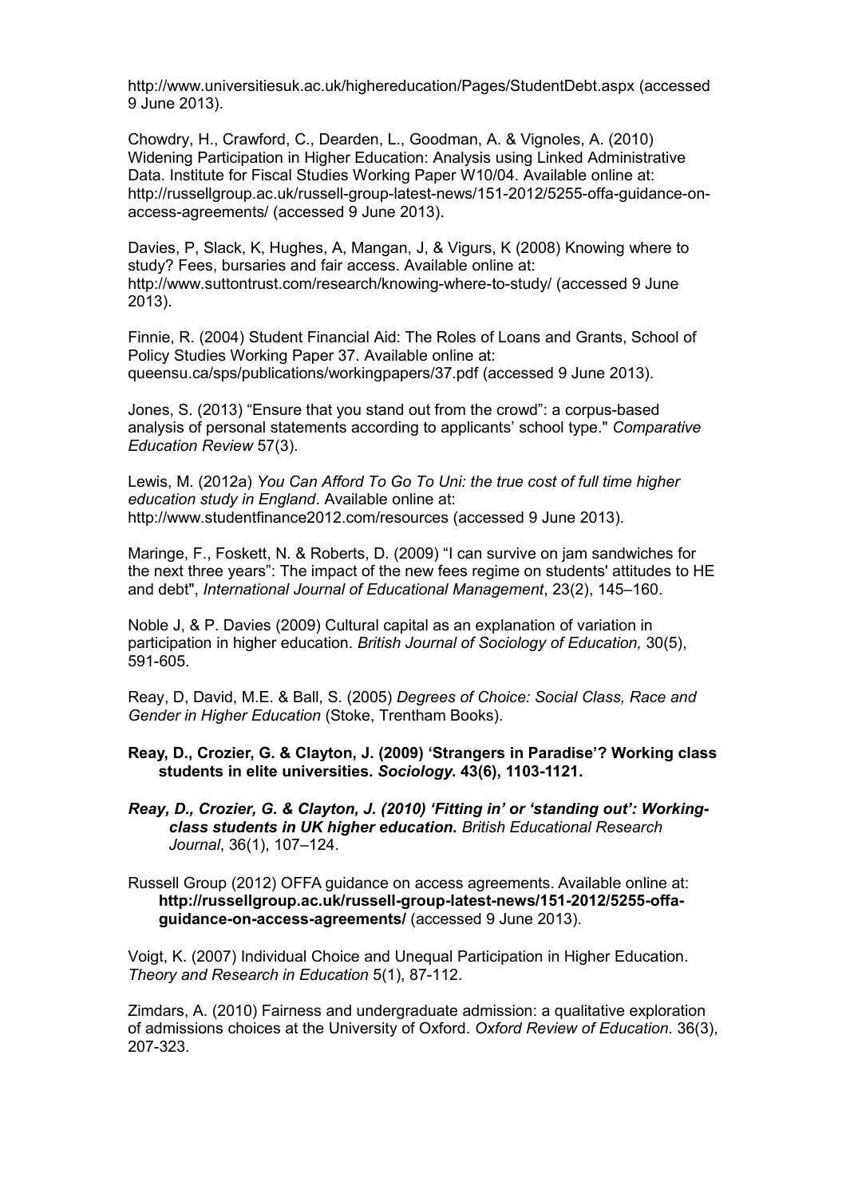http://www.universitiesuk.ac.uk/highereducation/Pages/StudentDebt.aspx (accessed 9 June 2013).

Chowdry, H., Crawford, C., Dearden, L., Goodman, A. & Vignoles, A. (2010) Widening Participation in Higher Education: Analysis using Linked Administrative Data. Institute for Fiscal Studies Working Paper W10/04. Available online at: http://russellgroup.ac.uk/russell-group-latest-news/151-2012/5255-offa-guidance-on-access-agreements/ (accessed 9 June 2013).

Davies, P, Slack, K, Hughes, A, Mangan, J, & Vigurs, K (2008) Knowing where to study? Fees, bursaries and fair access. Available online at: http://www.suttontrust.com/research/knowing-where-to-study/ (accessed 9 June 2013).

Finnie, R. (2004) Student Financial Aid: The Roles of Loans and Grants, School of Policy Studies Working Paper 37. Available online at: queensu.ca/sps/publications/workingpapers/37.pdf (accessed 9 June 2013).

Jones, S. (2013) "Ensure that you stand out from the crowd": a corpus-based analysis of personal statements according to applicants' school type." *Comparative Education Review* 57(3).

Lewis, M. (2012a) *You Can Afford To Go To Uni: the true cost of full time higher education study in England*. Available online at: http://www.studentfinance2012.com/resources (accessed 9 June 2013).

Maringe, F., Foskett, N. & Roberts, D. (2009) "I can survive on jam sandwiches for the next three years": The impact of the new fees regime on students' attitudes to HE and debt", *International Journal of Educational Management*, 23(2), 145–160.

Noble J, & P. Davies (2009) Cultural capital as an explanation of variation in participation in higher education. *British Journal of Sociology of Education,* 30(5), 591-605.

Reay, D, David, M.E. & Ball, S. (2005) *Degrees of Choice: Social Class, Race and Gender in Higher Education* (Stoke, Trentham Books).

**Reay, D., Crozier, G. & Clayton, J. (2009) 'Strangers in Paradise'? Working class students in elite universities. *Sociology*. 43(6), 1103-1121.**

***Reay, D., Crozier, G. & Clayton, J. (2010) 'Fitting in' or 'standing out': Working-class students in UK higher education.*** *British Educational Research Journal*, 36(1), 107–124.

Russell Group (2012) OFFA guidance on access agreements. Available online at: **http://russellgroup.ac.uk/russell-group-latest-news/151-2012/5255-offa-guidance-on-access-agreements/** (accessed 9 June 2013).

Voigt, K. (2007) Individual Choice and Unequal Participation in Higher Education. *Theory and Research in Education* 5(1), 87-112.

Zimdars, A. (2010) Fairness and undergraduate admission: a qualitative exploration of admissions choices at the University of Oxford. *Oxford Review of Education.* 36(3), 207-323.